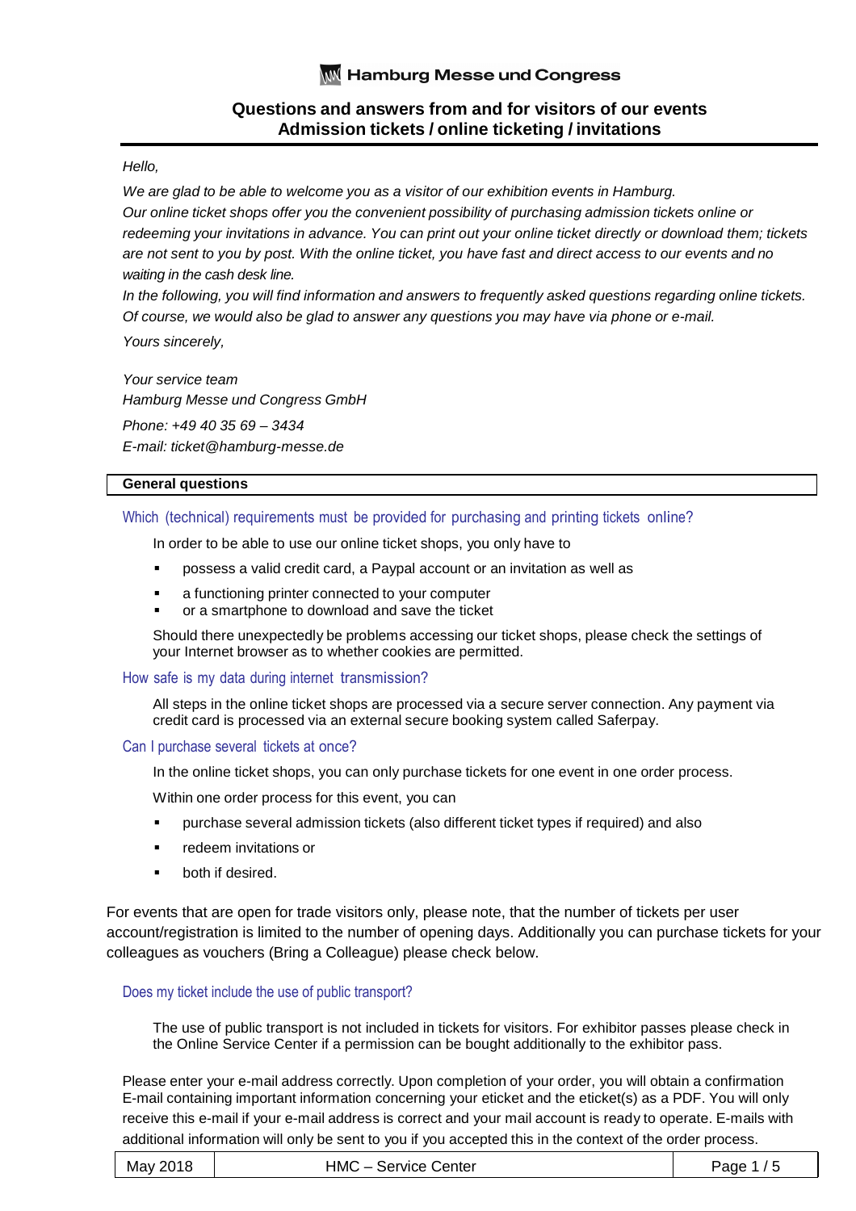Hamburg Messe und Congress

# Questions and answers from and for visitors of our events
## Admission tickets / online ticketing / invitations

*Hello,*

*We are glad to be able to welcome you as a visitor of our exhibition events in Hamburg.*
*Our online ticket shops offer you the convenient possibility of purchasing admission tickets online or redeeming your invitations in advance. You can print out your online ticket directly or download them; tickets are not sent to you by post. With the online ticket, you have fast and direct access to our events and no waiting in the cash desk line.*
*In the following, you will find information and answers to frequently asked questions regarding online tickets. Of course, we would also be glad to answer any questions you may have via phone or e-mail.*

*Yours sincerely,*

*Your service team*
*Hamburg Messe und Congress GmbH*

*Phone: +49 40 35 69 – 3434*
*E-mail: ticket@hamburg-messe.de*

## General questions

### Which (technical) requirements must be provided for purchasing and printing tickets online?

In order to be able to use our online ticket shops, you only have to

- possess a valid credit card, a Paypal account or an invitation as well as
- a functioning printer connected to your computer
- or a smartphone to download and save the ticket

Should there unexpectedly be problems accessing our ticket shops, please check the settings of your Internet browser as to whether cookies are permitted.

### How safe is my data during internet transmission?

All steps in the online ticket shops are processed via a secure server connection. Any payment via credit card is processed via an external secure booking system called Saferpay.

### Can I purchase several tickets at once?

In the online ticket shops, you can only purchase tickets for one event in one order process.

Within one order process for this event, you can

- purchase several admission tickets (also different ticket types if required) and also
- redeem invitations or
- both if desired.

For events that are open for trade visitors only, please note, that the number of tickets per user account/registration is limited to the number of opening days. Additionally you can purchase tickets for your colleagues as vouchers (Bring a Colleague) please check below.

### Does my ticket include the use of public transport?

The use of public transport is not included in tickets for visitors. For exhibitor passes please check in the Online Service Center if a permission can be bought additionally to the exhibitor pass.

Please enter your e-mail address correctly. Upon completion of your order, you will obtain a confirmation E-mail containing important information concerning your eticket and the eticket(s) as a PDF. You will only receive this e-mail if your e-mail address is correct and your mail account is ready to operate. E-mails with additional information will only be sent to you if you accepted this in the context of the order process.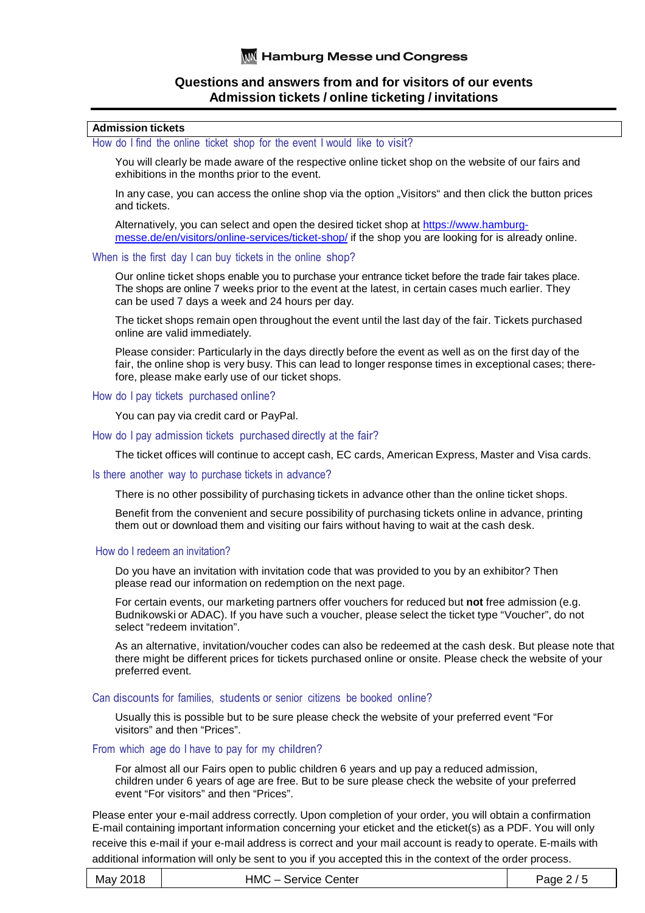# Questions and answers from and for visitors of our events
## Admission tickets / online ticketing / invitations

### Admission tickets

#### How do I find the online ticket shop for the event I would like to visit?

You will clearly be made aware of the respective online ticket shop on the website of our fairs and exhibitions in the months prior to the event.

In any case, you can access the online shop via the option „Visitors“ and then click the button prices and tickets.

Alternatively, you can select and open the desired ticket shop at [https://www.hamburg-messe.de/en/visitors/online-services/ticket-shop/](https://www.hamburg-messe.de/en/visitors/online-services/ticket-shop/) if the shop you are looking for is already online.

#### When is the first day I can buy tickets in the online shop?

Our online ticket shops enable you to purchase your entrance ticket before the trade fair takes place. The shops are online 7 weeks prior to the event at the latest, in certain cases much earlier. They can be used 7 days a week and 24 hours per day.

The ticket shops remain open throughout the event until the last day of the fair. Tickets purchased online are valid immediately.

Please consider: Particularly in the days directly before the event as well as on the first day of the fair, the online shop is very busy. This can lead to longer response times in exceptional cases; therefore, please make early use of our ticket shops.

#### How do I pay tickets purchased online?

You can pay via credit card or PayPal.

#### How do I pay admission tickets purchased directly at the fair?

The ticket offices will continue to accept cash, EC cards, American Express, Master and Visa cards.

#### Is there another way to purchase tickets in advance?

There is no other possibility of purchasing tickets in advance other than the online ticket shops.

Benefit from the convenient and secure possibility of purchasing tickets online in advance, printing them out or download them and visiting our fairs without having to wait at the cash desk.

#### How do I redeem an invitation?

Do you have an invitation with invitation code that was provided to you by an exhibitor? Then please read our information on redemption on the next page.

For certain events, our marketing partners offer vouchers for reduced but **not** free admission (e.g. Budnikowski or ADAC). If you have such a voucher, please select the ticket type “Voucher”, do not select “redeem invitation”.

As an alternative, invitation/voucher codes can also be redeemed at the cash desk. But please note that there might be different prices for tickets purchased online or onsite. Please check the website of your preferred event.

#### Can discounts for families, students or senior citizens be booked online?

Usually this is possible but to be sure please check the website of your preferred event “For visitors” and then “Prices”.

#### From which age do I have to pay for my children?

For almost all our Fairs open to public children 6 years and up pay a reduced admission, children under 6 years of age are free. But to be sure please check the website of your preferred event “For visitors” and then “Prices”.

Please enter your e-mail address correctly. Upon completion of your order, you will obtain a confirmation E-mail containing important information concerning your eticket and the eticket(s) as a PDF. You will only receive this e-mail if your e-mail address is correct and your mail account is ready to operate. E-mails with additional information will only be sent to you if you accepted this in the context of the order process.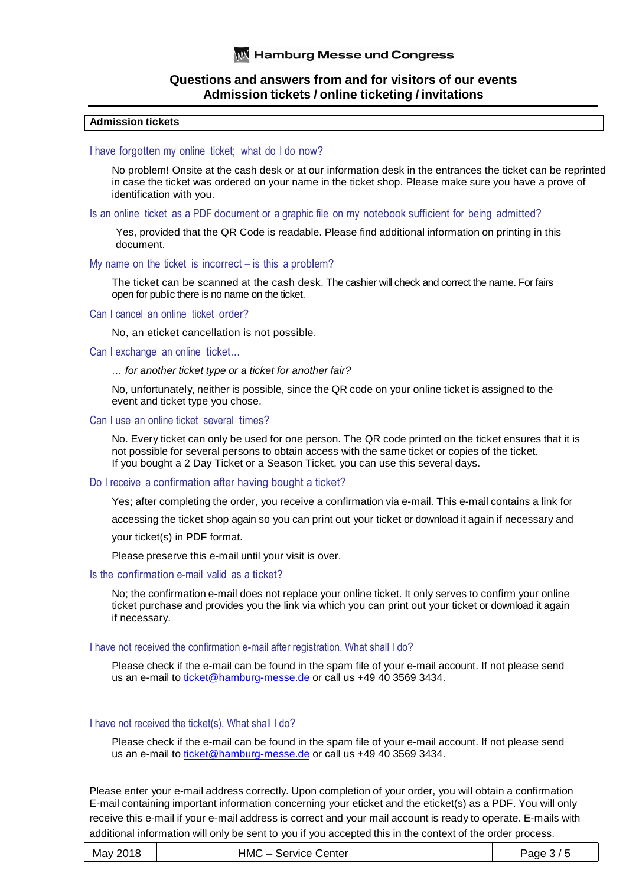# Questions and answers from and for visitors of our events
## Admission tickets / online ticketing / invitations

### Admission tickets

**I have forgotten my online ticket; what do I do now?**

No problem! Onsite at the cash desk or at our information desk in the entrances the ticket can be reprinted in case the ticket was ordered on your name in the ticket shop. Please make sure you have a prove of identification with you.

**Is an online ticket as a PDF document or a graphic file on my notebook sufficient for being admitted?**

Yes, provided that the QR Code is readable. Please find additional information on printing in this document.

**My name on the ticket is incorrect – is this a problem?**

The ticket can be scanned at the cash desk. The cashier will check and correct the name. For fairs open for public there is no name on the ticket.

**Can I cancel an online ticket order?**

No, an eticket cancellation is not possible.

**Can I exchange an online ticket…**

*… for another ticket type or a ticket for another fair?*

No, unfortunately, neither is possible, since the QR code on your online ticket is assigned to the event and ticket type you chose.

**Can I use an online ticket several times?**

No. Every ticket can only be used for one person. The QR code printed on the ticket ensures that it is not possible for several persons to obtain access with the same ticket or copies of the ticket.
If you bought a 2 Day Ticket or a Season Ticket, you can use this several days.

**Do I receive a confirmation after having bought a ticket?**

Yes; after completing the order, you receive a confirmation via e-mail. This e-mail contains a link for accessing the ticket shop again so you can print out your ticket or download it again if necessary and your ticket(s) in PDF format.

Please preserve this e-mail until your visit is over.

**Is the confirmation e-mail valid as a ticket?**

No; the confirmation e-mail does not replace your online ticket. It only serves to confirm your online ticket purchase and provides you the link via which you can print out your ticket or download it again if necessary.

**I have not received the confirmation e-mail after registration. What shall I do?**

Please check if the e-mail can be found in the spam file of your e-mail account. If not please send us an e-mail to ticket@hamburg-messe.de or call us +49 40 3569 3434.

**I have not received the ticket(s). What shall I do?**

Please check if the e-mail can be found in the spam file of your e-mail account. If not please send us an e-mail to ticket@hamburg-messe.de or call us +49 40 3569 3434.

Please enter your e-mail address correctly. Upon completion of your order, you will obtain a confirmation E-mail containing important information concerning your eticket and the eticket(s) as a PDF. You will only receive this e-mail if your e-mail address is correct and your mail account is ready to operate. E-mails with additional information will only be sent to you if you accepted this in the context of the order process.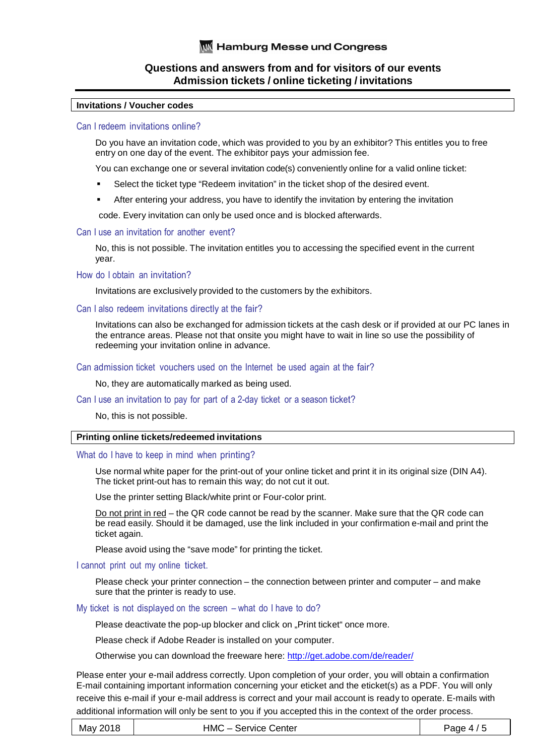## Invitations / Voucher codes

### Can I redeem invitations online?

Do you have an invitation code, which was provided to you by an exhibitor? This entitles you to free entry on one day of the event. The exhibitor pays your admission fee.

You can exchange one or several invitation code(s) conveniently online for a valid online ticket:

- Select the ticket type "Redeem invitation" in the ticket shop of the desired event.
- After entering your address, you have to identify the invitation by entering the invitation code. Every invitation can only be used once and is blocked afterwards.

### Can I use an invitation for another event?

No, this is not possible. The invitation entitles you to accessing the specified event in the current year.

### How do I obtain an invitation?

Invitations are exclusively provided to the customers by the exhibitors.

### Can I also redeem invitations directly at the fair?

Invitations can also be exchanged for admission tickets at the cash desk or if provided at our PC lanes in the entrance areas. Please not that onsite you might have to wait in line so use the possibility of redeeming your invitation online in advance.

### Can admission ticket vouchers used on the Internet be used again at the fair?

No, they are automatically marked as being used.

### Can I use an invitation to pay for part of a 2-day ticket or a season ticket?

No, this is not possible.

## Printing online tickets/redeemed invitations

### What do I have to keep in mind when printing?

Use normal white paper for the print-out of your online ticket and print it in its original size (DIN A4). The ticket print-out has to remain this way; do not cut it out.

Use the printer setting Black/white print or Four-color print.

Do not print in red – the QR code cannot be read by the scanner. Make sure that the QR code can be read easily. Should it be damaged, use the link included in your confirmation e-mail and print the ticket again.

Please avoid using the "save mode" for printing the ticket.

### I cannot print out my online ticket.

Please check your printer connection – the connection between printer and computer – and make sure that the printer is ready to use.

### My ticket is not displayed on the screen – what do I have to do?

Please deactivate the pop-up blocker and click on „Print ticket" once more.

Please check if Adobe Reader is installed on your computer.

Otherwise you can download the freeware here: http://get.adobe.com/de/reader/

Please enter your e-mail address correctly. Upon completion of your order, you will obtain a confirmation E-mail containing important information concerning your eticket and the eticket(s) as a PDF. You will only receive this e-mail if your e-mail address is correct and your mail account is ready to operate. E-mails with additional information will only be sent to you if you accepted this in the context of the order process.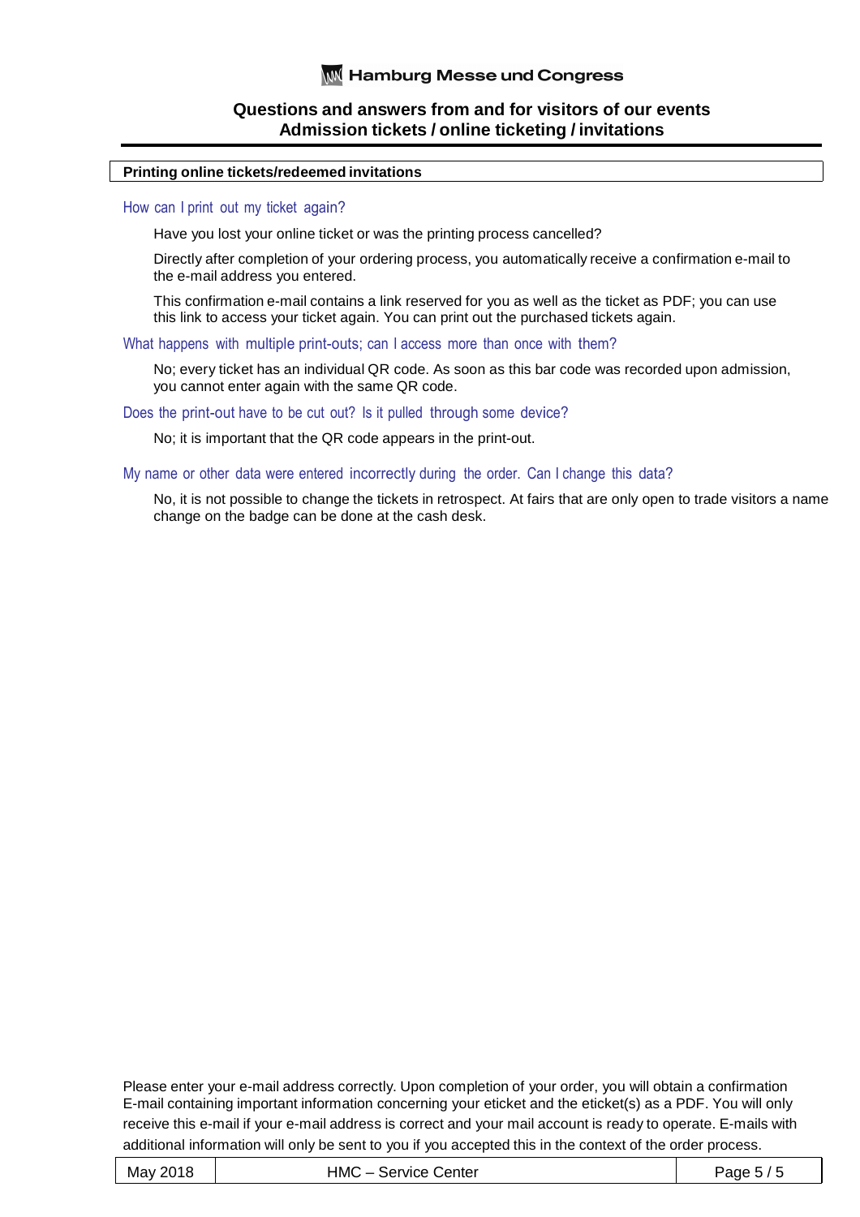## Printing online tickets/redeemed invitations

### How can I print out my ticket again?

Have you lost your online ticket or was the printing process cancelled?

Directly after completion of your ordering process, you automatically receive a confirmation e-mail to the e-mail address you entered.

This confirmation e-mail contains a link reserved for you as well as the ticket as PDF; you can use this link to access your ticket again. You can print out the purchased tickets again.

### What happens with multiple print-outs; can I access more than once with them?

No; every ticket has an individual QR code. As soon as this bar code was recorded upon admission, you cannot enter again with the same QR code.

### Does the print-out have to be cut out? Is it pulled through some device?

No; it is important that the QR code appears in the print-out.

### My name or other data were entered incorrectly during the order. Can I change this data?

No, it is not possible to change the tickets in retrospect. At fairs that are only open to trade visitors a name change on the badge can be done at the cash desk.

Please enter your e-mail address correctly. Upon completion of your order, you will obtain a confirmation E-mail containing important information concerning your eticket and the eticket(s) as a PDF. You will only receive this e-mail if your e-mail address is correct and your mail account is ready to operate. E-mails with additional information will only be sent to you if you accepted this in the context of the order process.